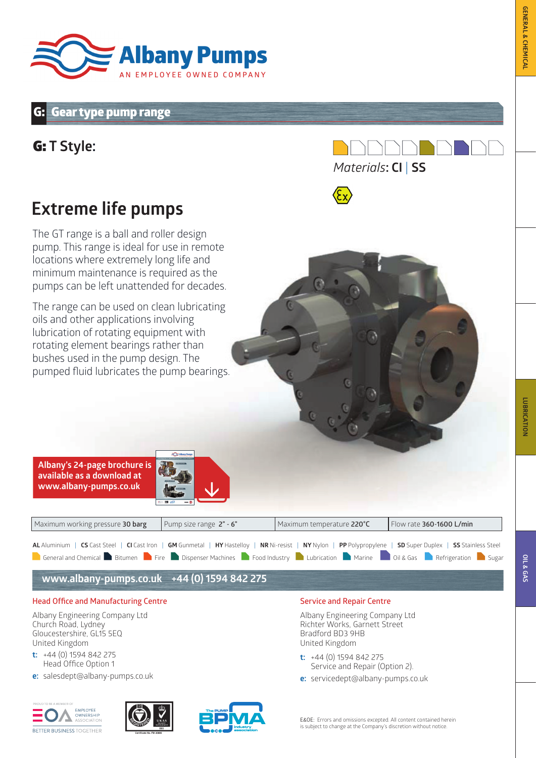Albany Pumps
AN EMPLOYEE OWNED COMPANY

## G: Gear type pump range

### G: T Style:

*Materials*: **CI** | **SS**

# Extreme life pumps

The GT range is a ball and roller design pump. This range is ideal for use in remote locations where extremely long life and minimum maintenance is required as the pumps can be left unattended for decades.

The range can be used on clean lubricating oils and other applications involving lubrication of rotating equipment with rotating element bearings rather than bushes used in the pump design. The pumped fluid lubricates the pump bearings.

**Albany's 24-page brochure is available as a download at www.albany-pumps.co.uk**

| Maximum working pressure **30 barg** | Pump size range **2" - 6"** | Maximum temperature **220°C** | Flow rate **360-1600 L/min** |
|---|---|---|---|

**AL** Aluminium | **CS** Cast Steel | **CI** Cast Iron | **GM** Gunmetal | **HY** Hastelloy | **NR** Ni-resist | **NY** Nylon | **PP** Polypropylene | **SD** Super Duplex | **SS** Stainless Steel

General and Chemical | Bitumen | Fire | Dispenser Machines | Food Industry | Lubrication | Marine | Oil & Gas | Refrigeration | Sugar

**www.albany-pumps.co.uk +44 (0) 1594 842 275**

### Head Office and Manufacturing Centre

Albany Engineering Company Ltd
Church Road, Lydney
Gloucestershire, GL15 5EQ
United Kingdom

**t:** +44 (0) 1594 842 275
Head Office Option 1

**e:** salesdept@albany-pumps.co.uk

### Service and Repair Centre

Albany Engineering Company Ltd
Richter Works, Garnett Street
Bradford BD3 9HB
United Kingdom

**t:** +44 (0) 1594 842 275
Service and Repair (Option 2).

**e:** servicedept@albany-pumps.co.uk

PROUD TO BE A MEMBER OF EMPLOYEE OWNERSHIP ASSOCIATION — BETTER BUSINESS TOGETHER

E&OE: Errors and omissions excepted. All content contained herein is subject to change at the Company's discretion without notice.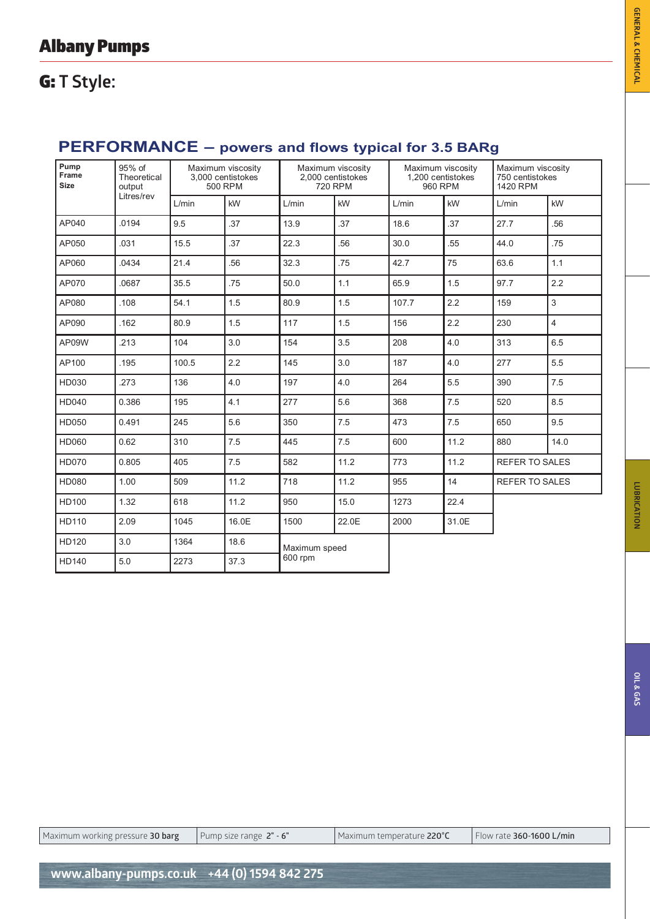# Albany Pumps

## G: T Style:

### PERFORMANCE – powers and flows typical for 3.5 BARg

| Pump Frame Size | 95% of Theoretical output Litres/rev | Maximum viscosity 3,000 centistokes 500 RPM | | Maximum viscosity 2,000 centistokes 720 RPM | | Maximum viscosity 1,200 centistokes 960 RPM | | Maximum viscosity 750 centistokes 1420 RPM | |
|---|---|---|---|---|---|---|---|---|---|
| | | L/min | kW | L/min | kW | L/min | kW | L/min | kW |
| AP040 | .0194 | 9.5 | .37 | 13.9 | .37 | 18.6 | .37 | 27.7 | .56 |
| AP050 | .031 | 15.5 | .37 | 22.3 | .56 | 30.0 | .55 | 44.0 | .75 |
| AP060 | .0434 | 21.4 | .56 | 32.3 | .75 | 42.7 | 75 | 63.6 | 1.1 |
| AP070 | .0687 | 35.5 | .75 | 50.0 | 1.1 | 65.9 | 1.5 | 97.7 | 2.2 |
| AP080 | .108 | 54.1 | 1.5 | 80.9 | 1.5 | 107.7 | 2.2 | 159 | 3 |
| AP090 | .162 | 80.9 | 1.5 | 117 | 1.5 | 156 | 2.2 | 230 | 4 |
| AP09W | .213 | 104 | 3.0 | 154 | 3.5 | 208 | 4.0 | 313 | 6.5 |
| AP100 | .195 | 100.5 | 2.2 | 145 | 3.0 | 187 | 4.0 | 277 | 5.5 |
| HD030 | .273 | 136 | 4.0 | 197 | 4.0 | 264 | 5.5 | 390 | 7.5 |
| HD040 | 0.386 | 195 | 4.1 | 277 | 5.6 | 368 | 7.5 | 520 | 8.5 |
| HD050 | 0.491 | 245 | 5.6 | 350 | 7.5 | 473 | 7.5 | 650 | 9.5 |
| HD060 | 0.62 | 310 | 7.5 | 445 | 7.5 | 600 | 11.2 | 880 | 14.0 |
| HD070 | 0.805 | 405 | 7.5 | 582 | 11.2 | 773 | 11.2 | REFER TO SALES | |
| HD080 | 1.00 | 509 | 11.2 | 718 | 11.2 | 955 | 14 | REFER TO SALES | |
| HD100 | 1.32 | 618 | 11.2 | 950 | 15.0 | 1273 | 22.4 | | |
| HD110 | 2.09 | 1045 | 16.0E | 1500 | 22.0E | 2000 | 31.0E | | |
| HD120 | 3.0 | 1364 | 18.6 | Maximum speed 600 rpm | | | | | |
| HD140 | 5.0 | 2273 | 37.3 | | | | | | |

| Maximum working pressure **30 barg** | Pump size range **2" - 6"** | Maximum temperature **220°C** | Flow rate **360-1600 L/min** |
|---|---|---|---|

www.albany-pumps.co.uk +44 (0) 1594 842 275